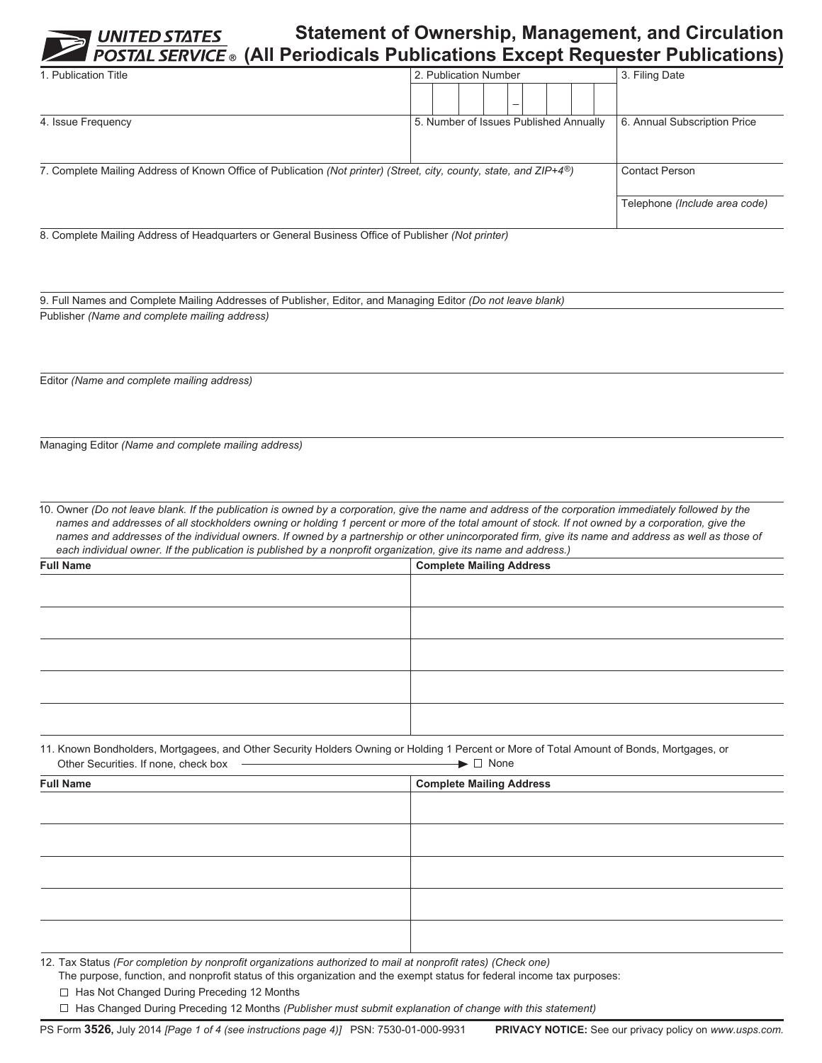**UNITED STATES POSTAL SERVICE®**

# Statement of Ownership, Management, and Circulation (All Periodicals Publications Except Requester Publications)

| 1. Publication Title | 2. Publication Number | 3. Filing Date |
|---|---|---|
| | – | |
| **4. Issue Frequency** | **5. Number of Issues Published Annually** | **6. Annual Subscription Price** |
| | | |

7. Complete Mailing Address of Known Office of Publication *(Not printer) (Street, city, county, state, and ZIP+4®)*

Contact Person

Telephone *(Include area code)*

8. Complete Mailing Address of Headquarters or General Business Office of Publisher *(Not printer)*

9. Full Names and Complete Mailing Addresses of Publisher, Editor, and Managing Editor *(Do not leave blank)*

Publisher *(Name and complete mailing address)*

Editor *(Name and complete mailing address)*

Managing Editor *(Name and complete mailing address)*

10. Owner *(Do not leave blank. If the publication is owned by a corporation, give the name and address of the corporation immediately followed by the names and addresses of all stockholders owning or holding 1 percent or more of the total amount of stock. If not owned by a corporation, give the names and addresses of the individual owners. If owned by a partnership or other unincorporated firm, give its name and address as well as those of each individual owner. If the publication is published by a nonprofit organization, give its name and address.)*

| Full Name | Complete Mailing Address |
|---|---|
| | |
| | |
| | |
| | |
| | |

11. Known Bondholders, Mortgagees, and Other Security Holders Owning or Holding 1 Percent or More of Total Amount of Bonds, Mortgages, or Other Securities. If none, check box → ☐ None

| Full Name | Complete Mailing Address |
|---|---|
| | |
| | |
| | |
| | |
| | |

12. Tax Status *(For completion by nonprofit organizations authorized to mail at nonprofit rates) (Check one)*
The purpose, function, and nonprofit status of this organization and the exempt status for federal income tax purposes:

- ☐ Has Not Changed During Preceding 12 Months
- ☐ Has Changed During Preceding 12 Months *(Publisher must submit explanation of change with this statement)*

PS Form **3526,** July 2014 *[Page 1 of 4 (see instructions page 4)]* PSN: 7530-01-000-9931 **PRIVACY NOTICE:** See our privacy policy on *www.usps.com.*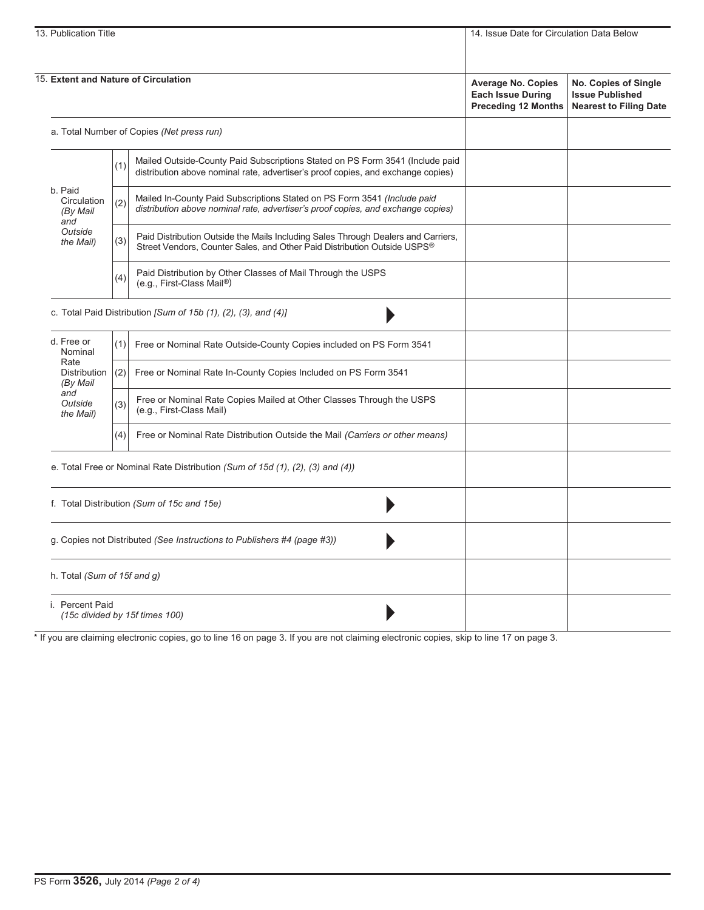| 13. Publication Title | 14. Issue Date for Circulation Data Below |
|---|---|
| | |

| 15. **Extent and Nature of Circulation** | | | **Average No. Copies Each Issue During Preceding 12 Months** | **No. Copies of Single Issue Published Nearest to Filing Date** |
|---|---|---|---|---|
| a. Total Number of Copies *(Net press run)* | | | | |
| b. Paid Circulation *(By Mail and Outside the Mail)* | (1) | Mailed Outside-County Paid Subscriptions Stated on PS Form 3541 (Include paid distribution above nominal rate, advertiser's proof copies, and exchange copies) | | |
| | (2) | Mailed In-County Paid Subscriptions Stated on PS Form 3541 *(Include paid distribution above nominal rate, advertiser's proof copies, and exchange copies)* | | |
| | (3) | Paid Distribution Outside the Mails Including Sales Through Dealers and Carriers, Street Vendors, Counter Sales, and Other Paid Distribution Outside USPS® | | |
| | (4) | Paid Distribution by Other Classes of Mail Through the USPS (e.g., First-Class Mail®) | | |
| c. Total Paid Distribution *[Sum of 15b (1), (2), (3), and (4)]* ▶ | | | | |
| d. Free or Nominal Rate Distribution *(By Mail and Outside the Mail)* | (1) | Free or Nominal Rate Outside-County Copies included on PS Form 3541 | | |
| | (2) | Free or Nominal Rate In-County Copies Included on PS Form 3541 | | |
| | (3) | Free or Nominal Rate Copies Mailed at Other Classes Through the USPS (e.g., First-Class Mail) | | |
| | (4) | Free or Nominal Rate Distribution Outside the Mail *(Carriers or other means)* | | |
| e. Total Free or Nominal Rate Distribution *(Sum of 15d (1), (2), (3) and (4))* | | | | |
| f. Total Distribution *(Sum of 15c and 15e)* ▶ | | | | |
| g. Copies not Distributed *(See Instructions to Publishers #4 (page #3))* ▶ | | | | |
| h. Total *(Sum of 15f and g)* | | | | |
| i. Percent Paid *(15c divided by 15f times 100)* ▶ | | | | |

\* If you are claiming electronic copies, go to line 16 on page 3. If you are not claiming electronic copies, skip to line 17 on page 3.

PS Form **3526,** July 2014 *(Page 2 of 4)*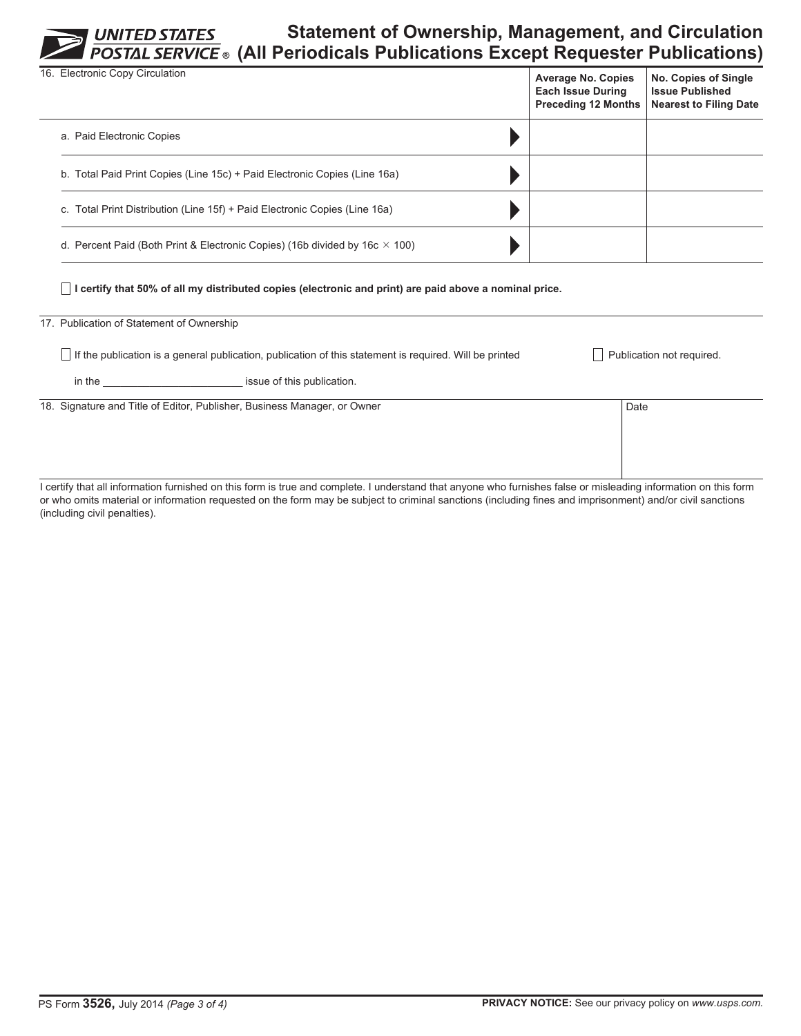# Statement of Ownership, Management, and Circulation (All Periodicals Publications Except Requester Publications)

| 16. Electronic Copy Circulation | Average No. Copies Each Issue During Preceding 12 Months | No. Copies of Single Issue Published Nearest to Filing Date |
|---|---|---|
| a. Paid Electronic Copies | | |
| b. Total Paid Print Copies (Line 15c) + Paid Electronic Copies (Line 16a) | | |
| c. Total Print Distribution (Line 15f) + Paid Electronic Copies (Line 16a) | | |
| d. Percent Paid (Both Print & Electronic Copies) (16b divided by 16c × 100) | | |

☐ **I certify that 50% of all my distributed copies (electronic and print) are paid above a nominal price.**

17. Publication of Statement of Ownership

☐ If the publication is a general publication, publication of this statement is required. Will be printed in the ________________________ issue of this publication.

☐ Publication not required.

| 18. Signature and Title of Editor, Publisher, Business Manager, or Owner | Date |
|---|---|
| | |

I certify that all information furnished on this form is true and complete. I understand that anyone who furnishes false or misleading information on this form or who omits material or information requested on the form may be subject to criminal sanctions (including fines and imprisonment) and/or civil sanctions (including civil penalties).

PS Form **3526**, July 2014 *(Page 3 of 4)*

**PRIVACY NOTICE:** See our privacy policy on *www.usps.com.*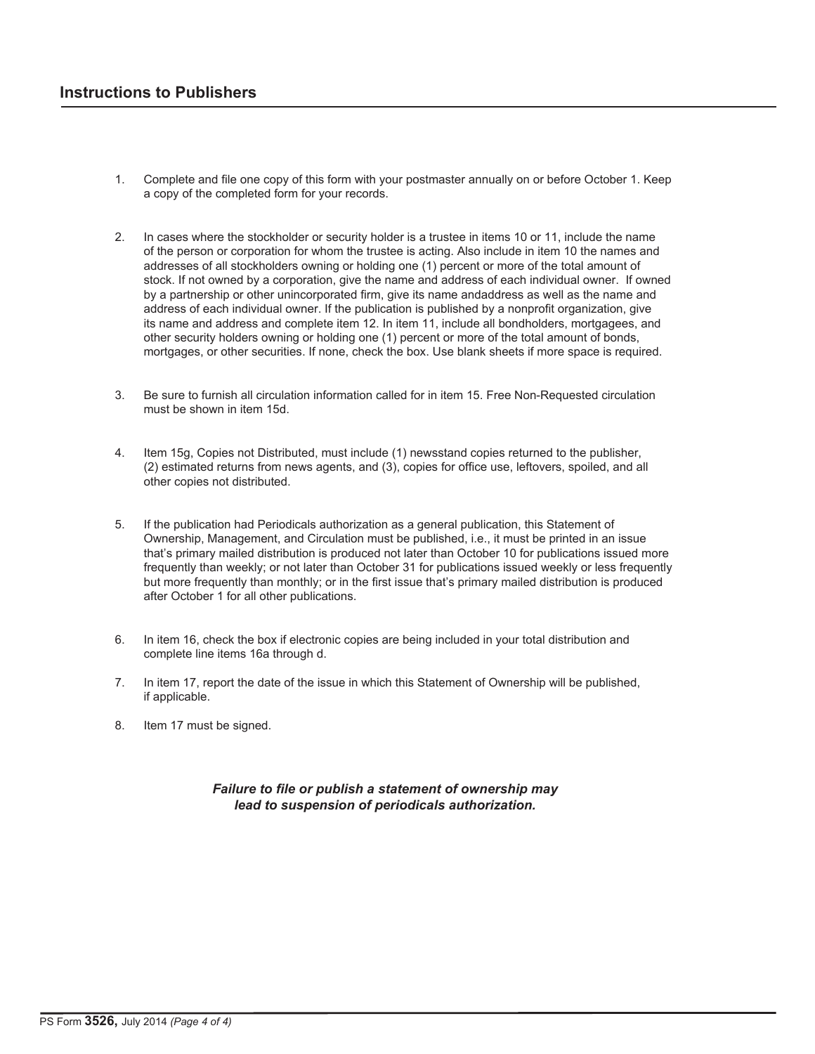## Instructions to Publishers

1. Complete and file one copy of this form with your postmaster annually on or before October 1. Keep a copy of the completed form for your records.

2. In cases where the stockholder or security holder is a trustee in items 10 or 11, include the name of the person or corporation for whom the trustee is acting. Also include in item 10 the names and addresses of all stockholders owning or holding one (1) percent or more of the total amount of stock. If not owned by a corporation, give the name and address of each individual owner. If owned by a partnership or other unincorporated firm, give its name andaddress as well as the name and address of each individual owner. If the publication is published by a nonprofit organization, give its name and address and complete item 12. In item 11, include all bondholders, mortgagees, and other security holders owning or holding one (1) percent or more of the total amount of bonds, mortgages, or other securities. If none, check the box. Use blank sheets if more space is required.

3. Be sure to furnish all circulation information called for in item 15. Free Non-Requested circulation must be shown in item 15d.

4. Item 15g, Copies not Distributed, must include (1) newsstand copies returned to the publisher, (2) estimated returns from news agents, and (3), copies for office use, leftovers, spoiled, and all other copies not distributed.

5. If the publication had Periodicals authorization as a general publication, this Statement of Ownership, Management, and Circulation must be published, i.e., it must be printed in an issue that's primary mailed distribution is produced not later than October 10 for publications issued more frequently than weekly; or not later than October 31 for publications issued weekly or less frequently but more frequently than monthly; or in the first issue that's primary mailed distribution is produced after October 1 for all other publications.

6. In item 16, check the box if electronic copies are being included in your total distribution and complete line items 16a through d.

7. In item 17, report the date of the issue in which this Statement of Ownership will be published, if applicable.

8. Item 17 must be signed.

***Failure to file or publish a statement of ownership may lead to suspension of periodicals authorization.***

PS Form **3526,** July 2014